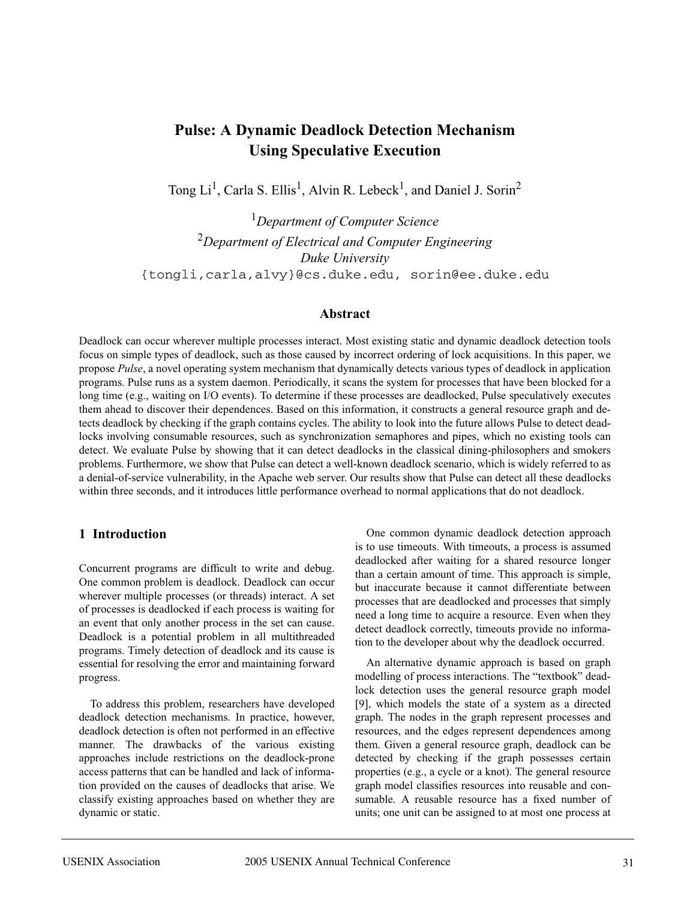# Pulse: A Dynamic Deadlock Detection Mechanism Using Speculative Execution

Tong Li[1], Carla S. Ellis[1], Alvin R. Lebeck[1], and Daniel J. Sorin[2]

[1] *Department of Computer Science*
[2] *Department of Electrical and Computer Engineering*
*Duke University*
{tongli,carla,alvy}@cs.duke.edu, sorin@ee.duke.edu

## Abstract

Deadlock can occur wherever multiple processes interact. Most existing static and dynamic deadlock detection tools focus on simple types of deadlock, such as those caused by incorrect ordering of lock acquisitions. In this paper, we propose *Pulse*, a novel operating system mechanism that dynamically detects various types of deadlock in application programs. Pulse runs as a system daemon. Periodically, it scans the system for processes that have been blocked for a long time (e.g., waiting on I/O events). To determine if these processes are deadlocked, Pulse speculatively executes them ahead to discover their dependences. Based on this information, it constructs a general resource graph and detects deadlock by checking if the graph contains cycles. The ability to look into the future allows Pulse to detect deadlocks involving consumable resources, such as synchronization semaphores and pipes, which no existing tools can detect. We evaluate Pulse by showing that it can detect deadlocks in the classical dining-philosophers and smokers problems. Furthermore, we show that Pulse can detect a well-known deadlock scenario, which is widely referred to as a denial-of-service vulnerability, in the Apache web server. Our results show that Pulse can detect all these deadlocks within three seconds, and it introduces little performance overhead to normal applications that do not deadlock.

## 1 Introduction

Concurrent programs are difficult to write and debug. One common problem is deadlock. Deadlock can occur wherever multiple processes (or threads) interact. A set of processes is deadlocked if each process is waiting for an event that only another process in the set can cause. Deadlock is a potential problem in all multithreaded programs. Timely detection of deadlock and its cause is essential for resolving the error and maintaining forward progress.

To address this problem, researchers have developed deadlock detection mechanisms. In practice, however, deadlock detection is often not performed in an effective manner. The drawbacks of the various existing approaches include restrictions on the deadlock-prone access patterns that can be handled and lack of information provided on the causes of deadlocks that arise. We classify existing approaches based on whether they are dynamic or static.

One common dynamic deadlock detection approach is to use timeouts. With timeouts, a process is assumed deadlocked after waiting for a shared resource longer than a certain amount of time. This approach is simple, but inaccurate because it cannot differentiate between processes that are deadlocked and processes that simply need a long time to acquire a resource. Even when they detect deadlock correctly, timeouts provide no information to the developer about why the deadlock occurred.

An alternative dynamic approach is based on graph modelling of process interactions. The "textbook" deadlock detection uses the general resource graph model [9], which models the state of a system as a directed graph. The nodes in the graph represent processes and resources, and the edges represent dependences among them. Given a general resource graph, deadlock can be detected by checking if the graph possesses certain properties (e.g., a cycle or a knot). The general resource graph model classifies resources into reusable and consumable. A reusable resource has a fixed number of units; one unit can be assigned to at most one process at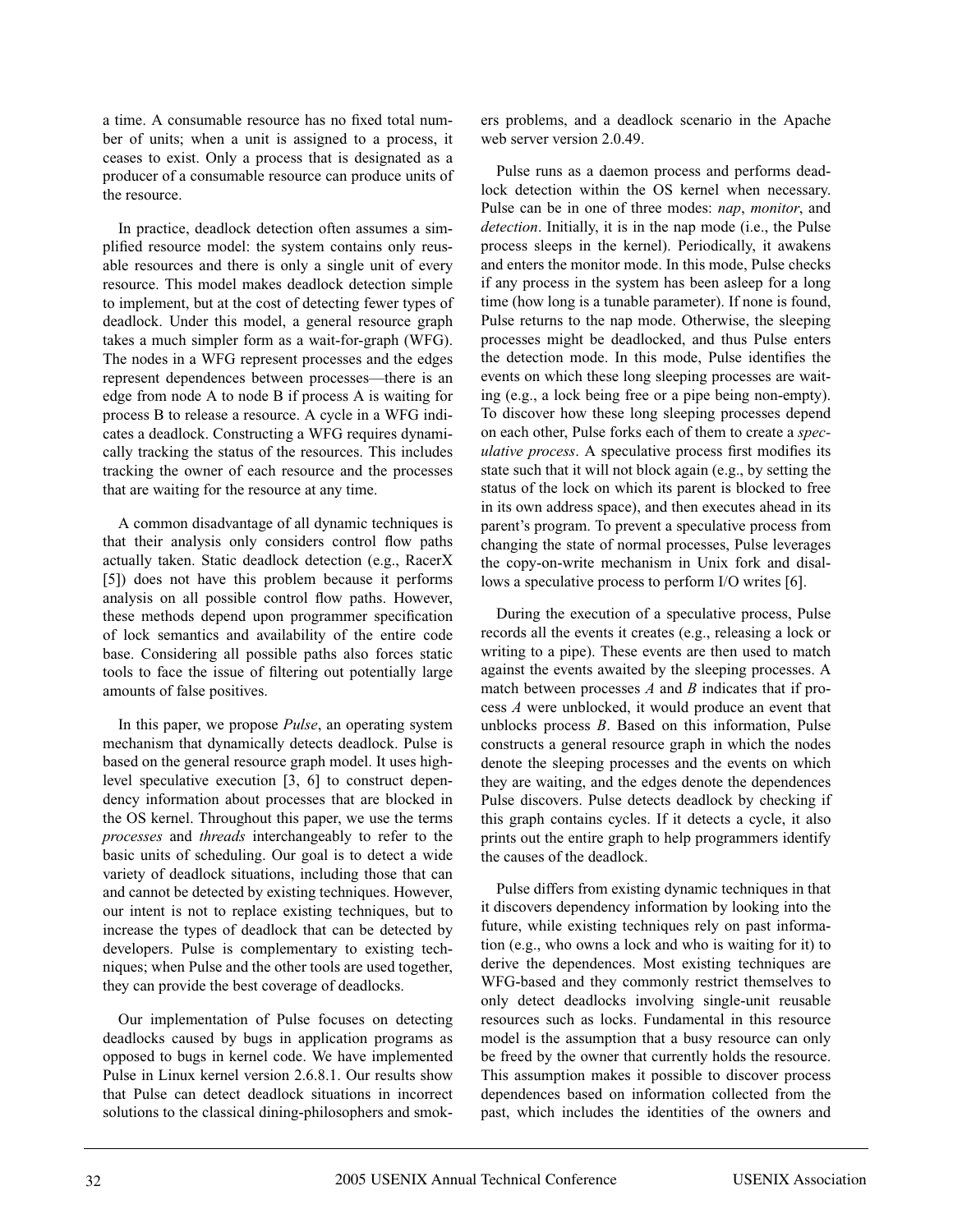a time. A consumable resource has no fixed total number of units; when a unit is assigned to a process, it ceases to exist. Only a process that is designated as a producer of a consumable resource can produce units of the resource.

In practice, deadlock detection often assumes a simplified resource model: the system contains only reusable resources and there is only a single unit of every resource. This model makes deadlock detection simple to implement, but at the cost of detecting fewer types of deadlock. Under this model, a general resource graph takes a much simpler form as a wait-for-graph (WFG). The nodes in a WFG represent processes and the edges represent dependences between processes—there is an edge from node A to node B if process A is waiting for process B to release a resource. A cycle in a WFG indicates a deadlock. Constructing a WFG requires dynamically tracking the status of the resources. This includes tracking the owner of each resource and the processes that are waiting for the resource at any time.

A common disadvantage of all dynamic techniques is that their analysis only considers control flow paths actually taken. Static deadlock detection (e.g., RacerX [5]) does not have this problem because it performs analysis on all possible control flow paths. However, these methods depend upon programmer specification of lock semantics and availability of the entire code base. Considering all possible paths also forces static tools to face the issue of filtering out potentially large amounts of false positives.

In this paper, we propose *Pulse*, an operating system mechanism that dynamically detects deadlock. Pulse is based on the general resource graph model. It uses high-level speculative execution [3, 6] to construct dependency information about processes that are blocked in the OS kernel. Throughout this paper, we use the terms *processes* and *threads* interchangeably to refer to the basic units of scheduling. Our goal is to detect a wide variety of deadlock situations, including those that can and cannot be detected by existing techniques. However, our intent is not to replace existing techniques, but to increase the types of deadlock that can be detected by developers. Pulse is complementary to existing techniques; when Pulse and the other tools are used together, they can provide the best coverage of deadlocks.

Our implementation of Pulse focuses on detecting deadlocks caused by bugs in application programs as opposed to bugs in kernel code. We have implemented Pulse in Linux kernel version 2.6.8.1. Our results show that Pulse can detect deadlock situations in incorrect solutions to the classical dining-philosophers and smokers problems, and a deadlock scenario in the Apache web server version 2.0.49.

Pulse runs as a daemon process and performs deadlock detection within the OS kernel when necessary. Pulse can be in one of three modes: *nap*, *monitor*, and *detection*. Initially, it is in the nap mode (i.e., the Pulse process sleeps in the kernel). Periodically, it awakens and enters the monitor mode. In this mode, Pulse checks if any process in the system has been asleep for a long time (how long is a tunable parameter). If none is found, Pulse returns to the nap mode. Otherwise, the sleeping processes might be deadlocked, and thus Pulse enters the detection mode. In this mode, Pulse identifies the events on which these long sleeping processes are waiting (e.g., a lock being free or a pipe being non-empty). To discover how these long sleeping processes depend on each other, Pulse forks each of them to create a *speculative process*. A speculative process first modifies its state such that it will not block again (e.g., by setting the status of the lock on which its parent is blocked to free in its own address space), and then executes ahead in its parent's program. To prevent a speculative process from changing the state of normal processes, Pulse leverages the copy-on-write mechanism in Unix fork and disallows a speculative process to perform I/O writes [6].

During the execution of a speculative process, Pulse records all the events it creates (e.g., releasing a lock or writing to a pipe). These events are then used to match against the events awaited by the sleeping processes. A match between processes *A* and *B* indicates that if process *A* were unblocked, it would produce an event that unblocks process *B*. Based on this information, Pulse constructs a general resource graph in which the nodes denote the sleeping processes and the events on which they are waiting, and the edges denote the dependences Pulse discovers. Pulse detects deadlock by checking if this graph contains cycles. If it detects a cycle, it also prints out the entire graph to help programmers identify the causes of the deadlock.

Pulse differs from existing dynamic techniques in that it discovers dependency information by looking into the future, while existing techniques rely on past information (e.g., who owns a lock and who is waiting for it) to derive the dependences. Most existing techniques are WFG-based and they commonly restrict themselves to only detect deadlocks involving single-unit reusable resources such as locks. Fundamental in this resource model is the assumption that a busy resource can only be freed by the owner that currently holds the resource. This assumption makes it possible to discover process dependences based on information collected from the past, which includes the identities of the owners and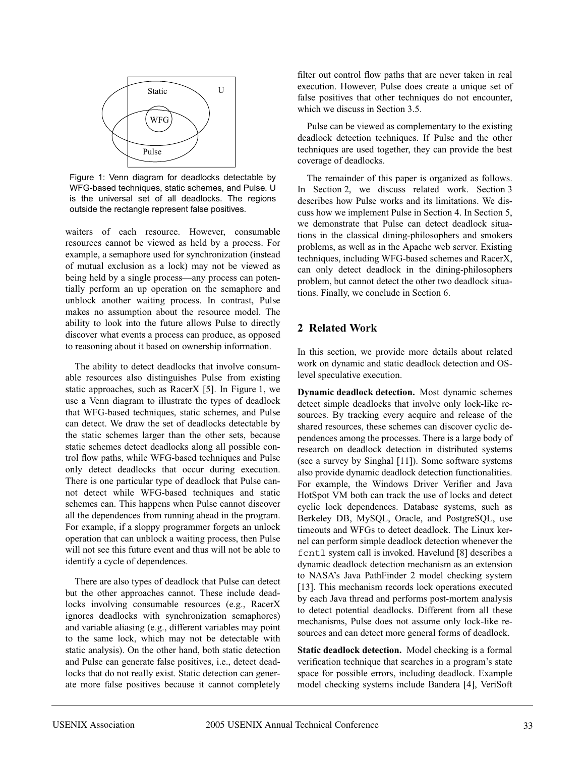Figure 1: Venn diagram for deadlocks detectable by WFG-based techniques, static schemes, and Pulse. U is the universal set of all deadlocks. The regions outside the rectangle represent false positives.

waiters of each resource. However, consumable resources cannot be viewed as held by a process. For example, a semaphore used for synchronization (instead of mutual exclusion as a lock) may not be viewed as being held by a single process—any process can potentially perform an up operation on the semaphore and unblock another waiting process. In contrast, Pulse makes no assumption about the resource model. The ability to look into the future allows Pulse to directly discover what events a process can produce, as opposed to reasoning about it based on ownership information.

The ability to detect deadlocks that involve consumable resources also distinguishes Pulse from existing static approaches, such as RacerX [5]. In Figure 1, we use a Venn diagram to illustrate the types of deadlock that WFG-based techniques, static schemes, and Pulse can detect. We draw the set of deadlocks detectable by the static schemes larger than the other sets, because static schemes detect deadlocks along all possible control flow paths, while WFG-based techniques and Pulse only detect deadlocks that occur during execution. There is one particular type of deadlock that Pulse cannot detect while WFG-based techniques and static schemes can. This happens when Pulse cannot discover all the dependences from running ahead in the program. For example, if a sloppy programmer forgets an unlock operation that can unblock a waiting process, then Pulse will not see this future event and thus will not be able to identify a cycle of dependences.

There are also types of deadlock that Pulse can detect but the other approaches cannot. These include deadlocks involving consumable resources (e.g., RacerX ignores deadlocks with synchronization semaphores) and variable aliasing (e.g., different variables may point to the same lock, which may not be detectable with static analysis). On the other hand, both static detection and Pulse can generate false positives, i.e., detect deadlocks that do not really exist. Static detection can generate more false positives because it cannot completely filter out control flow paths that are never taken in real execution. However, Pulse does create a unique set of false positives that other techniques do not encounter, which we discuss in Section 3.5.

Pulse can be viewed as complementary to the existing deadlock detection techniques. If Pulse and the other techniques are used together, they can provide the best coverage of deadlocks.

The remainder of this paper is organized as follows. In Section 2, we discuss related work. Section 3 describes how Pulse works and its limitations. We discuss how we implement Pulse in Section 4. In Section 5, we demonstrate that Pulse can detect deadlock situations in the classical dining-philosophers and smokers problems, as well as in the Apache web server. Existing techniques, including WFG-based schemes and RacerX, can only detect deadlock in the dining-philosophers problem, but cannot detect the other two deadlock situations. Finally, we conclude in Section 6.

## 2 Related Work

In this section, we provide more details about related work on dynamic and static deadlock detection and OS-level speculative execution.

**Dynamic deadlock detection.** Most dynamic schemes detect simple deadlocks that involve only lock-like resources. By tracking every acquire and release of the shared resources, these schemes can discover cyclic dependences among the processes. There is a large body of research on deadlock detection in distributed systems (see a survey by Singhal [11]). Some software systems also provide dynamic deadlock detection functionalities. For example, the Windows Driver Verifier and Java HotSpot VM both can track the use of locks and detect cyclic lock dependences. Database systems, such as Berkeley DB, MySQL, Oracle, and PostgreSQL, use timeouts and WFGs to detect deadlock. The Linux kernel can perform simple deadlock detection whenever the `fcntl` system call is invoked. Havelund [8] describes a dynamic deadlock detection mechanism as an extension to NASA's Java PathFinder 2 model checking system [13]. This mechanism records lock operations executed by each Java thread and performs post-mortem analysis to detect potential deadlocks. Different from all these mechanisms, Pulse does not assume only lock-like resources and can detect more general forms of deadlock.

**Static deadlock detection.** Model checking is a formal verification technique that searches in a program's state space for possible errors, including deadlock. Example model checking systems include Bandera [4], VeriSoft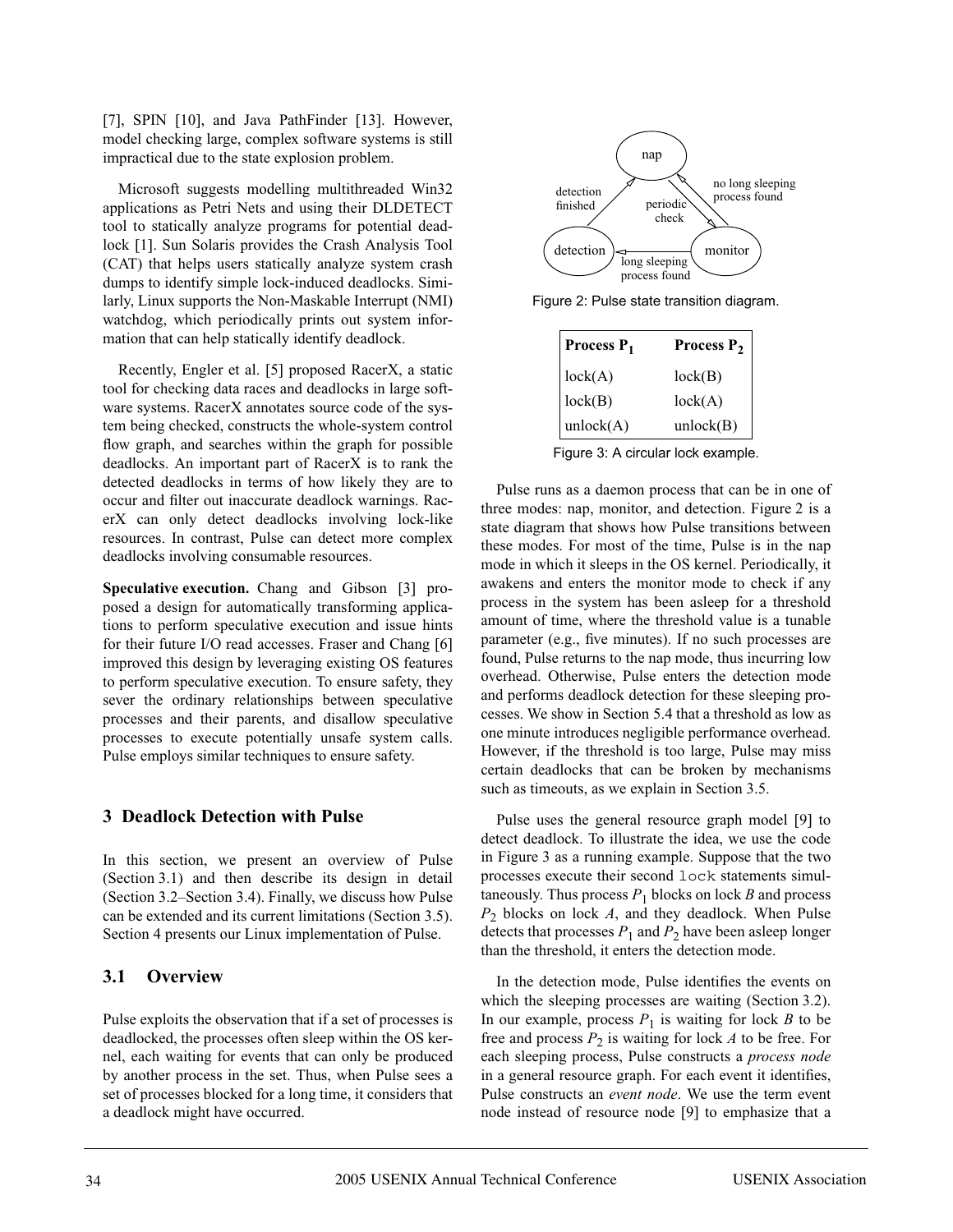[7], SPIN [10], and Java PathFinder [13]. However, model checking large, complex software systems is still impractical due to the state explosion problem.

Microsoft suggests modelling multithreaded Win32 applications as Petri Nets and using their DLDETECT tool to statically analyze programs for potential deadlock [1]. Sun Solaris provides the Crash Analysis Tool (CAT) that helps users statically analyze system crash dumps to identify simple lock-induced deadlocks. Similarly, Linux supports the Non-Maskable Interrupt (NMI) watchdog, which periodically prints out system information that can help statically identify deadlock.

Recently, Engler et al. [5] proposed RacerX, a static tool for checking data races and deadlocks in large software systems. RacerX annotates source code of the system being checked, constructs the whole-system control flow graph, and searches within the graph for possible deadlocks. An important part of RacerX is to rank the detected deadlocks in terms of how likely they are to occur and filter out inaccurate deadlock warnings. RacerX can only detect deadlocks involving lock-like resources. In contrast, Pulse can detect more complex deadlocks involving consumable resources.

**Speculative execution.** Chang and Gibson [3] proposed a design for automatically transforming applications to perform speculative execution and issue hints for their future I/O read accesses. Fraser and Chang [6] improved this design by leveraging existing OS features to perform speculative execution. To ensure safety, they sever the ordinary relationships between speculative processes and their parents, and disallow speculative processes to execute potentially unsafe system calls. Pulse employs similar techniques to ensure safety.

## 3 Deadlock Detection with Pulse

In this section, we present an overview of Pulse (Section 3.1) and then describe its design in detail (Section 3.2–Section 3.4). Finally, we discuss how Pulse can be extended and its current limitations (Section 3.5). Section 4 presents our Linux implementation of Pulse.

### 3.1 Overview

Pulse exploits the observation that if a set of processes is deadlocked, the processes often sleep within the OS kernel, each waiting for events that can only be produced by another process in the set. Thus, when Pulse sees a set of processes blocked for a long time, it considers that a deadlock might have occurred.

Figure 2: Pulse state transition diagram.

| Process $P_1$ | Process $P_2$ |
|---|---|
| lock(A) | lock(B) |
| lock(B) | lock(A) |
| unlock(A) | unlock(B) |

Figure 3: A circular lock example.

Pulse runs as a daemon process that can be in one of three modes: nap, monitor, and detection. Figure 2 is a state diagram that shows how Pulse transitions between these modes. For most of the time, Pulse is in the nap mode in which it sleeps in the OS kernel. Periodically, it awakens and enters the monitor mode to check if any process in the system has been asleep for a threshold amount of time, where the threshold value is a tunable parameter (e.g., five minutes). If no such processes are found, Pulse returns to the nap mode, thus incurring low overhead. Otherwise, Pulse enters the detection mode and performs deadlock detection for these sleeping processes. We show in Section 5.4 that a threshold as low as one minute introduces negligible performance overhead. However, if the threshold is too large, Pulse may miss certain deadlocks that can be broken by mechanisms such as timeouts, as we explain in Section 3.5.

Pulse uses the general resource graph model [9] to detect deadlock. To illustrate the idea, we use the code in Figure 3 as a running example. Suppose that the two processes execute their second `lock` statements simultaneously. Thus process $P_1$ blocks on lock $B$ and process $P_2$ blocks on lock $A$, and they deadlock. When Pulse detects that processes $P_1$ and $P_2$ have been asleep longer than the threshold, it enters the detection mode.

In the detection mode, Pulse identifies the events on which the sleeping processes are waiting (Section 3.2). In our example, process $P_1$ is waiting for lock $B$ to be free and process $P_2$ is waiting for lock $A$ to be free. For each sleeping process, Pulse constructs a *process node* in a general resource graph. For each event it identifies, Pulse constructs an *event node*. We use the term event node instead of resource node [9] to emphasize that a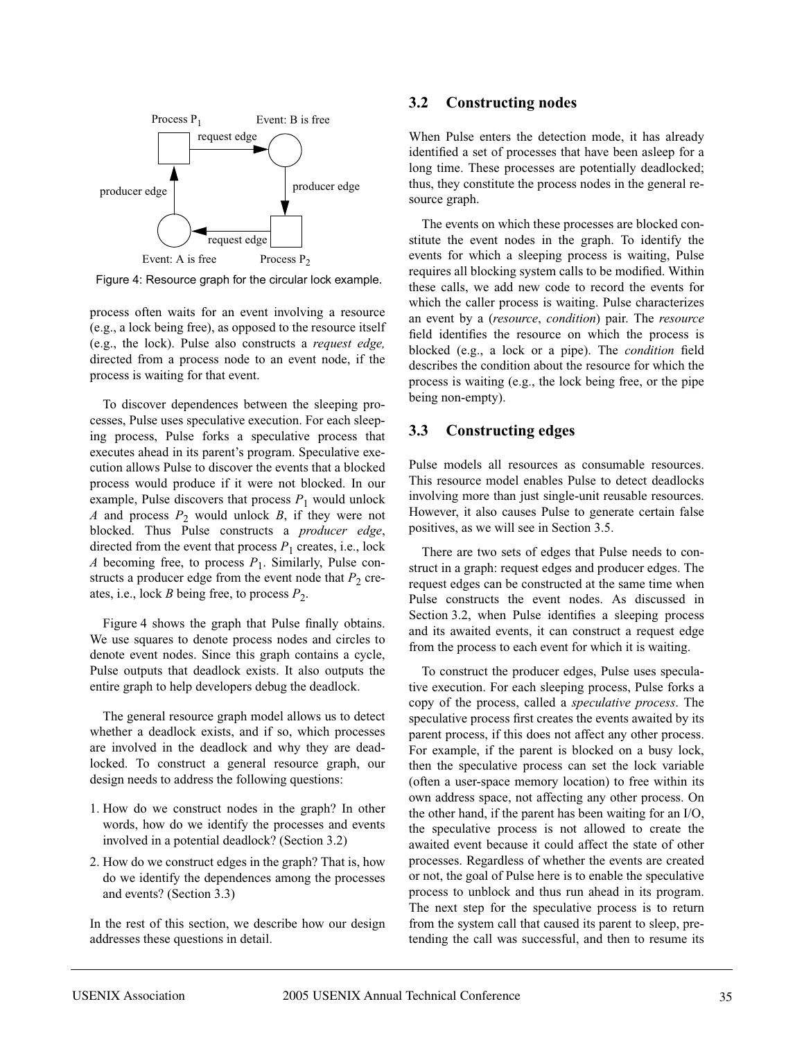Figure 4: Resource graph for the circular lock example.

process often waits for an event involving a resource (e.g., a lock being free), as opposed to the resource itself (e.g., the lock). Pulse also constructs a *request edge,* directed from a process node to an event node, if the process is waiting for that event.

To discover dependences between the sleeping processes, Pulse uses speculative execution. For each sleeping process, Pulse forks a speculative process that executes ahead in its parent's program. Speculative execution allows Pulse to discover the events that a blocked process would produce if it were not blocked. In our example, Pulse discovers that process $P_1$ would unlock $A$ and process $P_2$ would unlock $B$, if they were not blocked. Thus Pulse constructs a *producer edge*, directed from the event that process $P_1$ creates, i.e., lock $A$ becoming free, to process $P_1$. Similarly, Pulse constructs a producer edge from the event node that $P_2$ creates, i.e., lock $B$ being free, to process $P_2$.

Figure 4 shows the graph that Pulse finally obtains. We use squares to denote process nodes and circles to denote event nodes. Since this graph contains a cycle, Pulse outputs that deadlock exists. It also outputs the entire graph to help developers debug the deadlock.

The general resource graph model allows us to detect whether a deadlock exists, and if so, which processes are involved in the deadlock and why they are deadlocked. To construct a general resource graph, our design needs to address the following questions:

1. How do we construct nodes in the graph? In other words, how do we identify the processes and events involved in a potential deadlock? (Section 3.2)
2. How do we construct edges in the graph? That is, how do we identify the dependences among the processes and events? (Section 3.3)

In the rest of this section, we describe how our design addresses these questions in detail.

## 3.2 Constructing nodes

When Pulse enters the detection mode, it has already identified a set of processes that have been asleep for a long time. These processes are potentially deadlocked; thus, they constitute the process nodes in the general resource graph.

The events on which these processes are blocked constitute the event nodes in the graph. To identify the events for which a sleeping process is waiting, Pulse requires all blocking system calls to be modified. Within these calls, we add new code to record the events for which the caller process is waiting. Pulse characterizes an event by a (*resource*, *condition*) pair. The *resource* field identifies the resource on which the process is blocked (e.g., a lock or a pipe). The *condition* field describes the condition about the resource for which the process is waiting (e.g., the lock being free, or the pipe being non-empty).

## 3.3 Constructing edges

Pulse models all resources as consumable resources. This resource model enables Pulse to detect deadlocks involving more than just single-unit reusable resources. However, it also causes Pulse to generate certain false positives, as we will see in Section 3.5.

There are two sets of edges that Pulse needs to construct in a graph: request edges and producer edges. The request edges can be constructed at the same time when Pulse constructs the event nodes. As discussed in Section 3.2, when Pulse identifies a sleeping process and its awaited events, it can construct a request edge from the process to each event for which it is waiting.

To construct the producer edges, Pulse uses speculative execution. For each sleeping process, Pulse forks a copy of the process, called a *speculative process*. The speculative process first creates the events awaited by its parent process, if this does not affect any other process. For example, if the parent is blocked on a busy lock, then the speculative process can set the lock variable (often a user-space memory location) to free within its own address space, not affecting any other process. On the other hand, if the parent has been waiting for an I/O, the speculative process is not allowed to create the awaited event because it could affect the state of other processes. Regardless of whether the events are created or not, the goal of Pulse here is to enable the speculative process to unblock and thus run ahead in its program. The next step for the speculative process is to return from the system call that caused its parent to sleep, pretending the call was successful, and then to resume its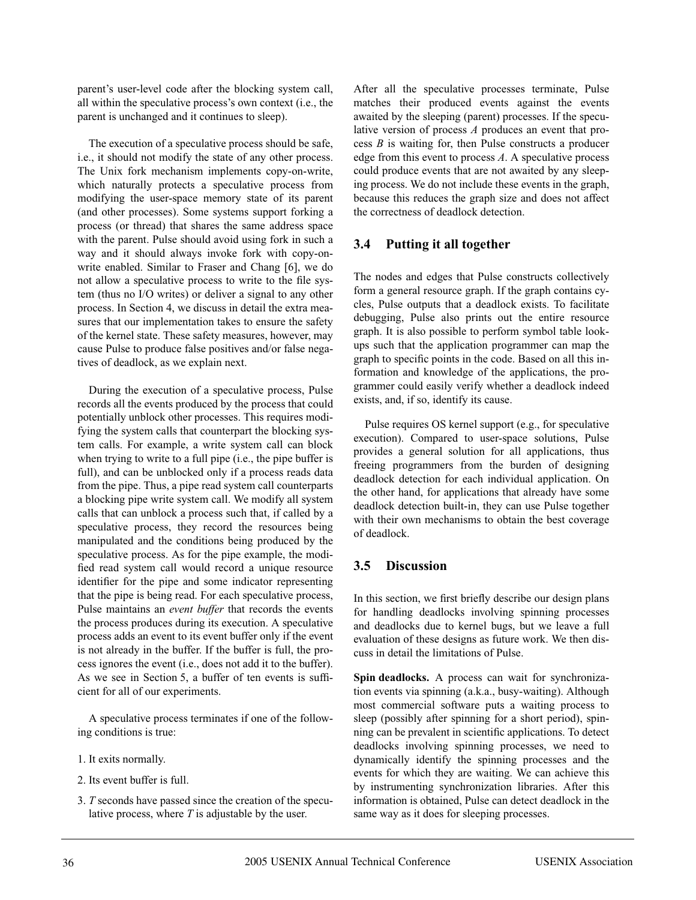parent's user-level code after the blocking system call, all within the speculative process's own context (i.e., the parent is unchanged and it continues to sleep).

The execution of a speculative process should be safe, i.e., it should not modify the state of any other process. The Unix fork mechanism implements copy-on-write, which naturally protects a speculative process from modifying the user-space memory state of its parent (and other processes). Some systems support forking a process (or thread) that shares the same address space with the parent. Pulse should avoid using fork in such a way and it should always invoke fork with copy-on-write enabled. Similar to Fraser and Chang [6], we do not allow a speculative process to write to the file system (thus no I/O writes) or deliver a signal to any other process. In Section 4, we discuss in detail the extra measures that our implementation takes to ensure the safety of the kernel state. These safety measures, however, may cause Pulse to produce false positives and/or false negatives of deadlock, as we explain next.

During the execution of a speculative process, Pulse records all the events produced by the process that could potentially unblock other processes. This requires modifying the system calls that counterpart the blocking system calls. For example, a write system call can block when trying to write to a full pipe (i.e., the pipe buffer is full), and can be unblocked only if a process reads data from the pipe. Thus, a pipe read system call counterparts a blocking pipe write system call. We modify all system calls that can unblock a process such that, if called by a speculative process, they record the resources being manipulated and the conditions being produced by the speculative process. As for the pipe example, the modified read system call would record a unique resource identifier for the pipe and some indicator representing that the pipe is being read. For each speculative process, Pulse maintains an *event buffer* that records the events the process produces during its execution. A speculative process adds an event to its event buffer only if the event is not already in the buffer. If the buffer is full, the process ignores the event (i.e., does not add it to the buffer). As we see in Section 5, a buffer of ten events is sufficient for all of our experiments.

A speculative process terminates if one of the following conditions is true:

1. It exits normally.
2. Its event buffer is full.
3. *T* seconds have passed since the creation of the speculative process, where *T* is adjustable by the user.

After all the speculative processes terminate, Pulse matches their produced events against the events awaited by the sleeping (parent) processes. If the speculative version of process *A* produces an event that process *B* is waiting for, then Pulse constructs a producer edge from this event to process *A*. A speculative process could produce events that are not awaited by any sleeping process. We do not include these events in the graph, because this reduces the graph size and does not affect the correctness of deadlock detection.

## 3.4 Putting it all together

The nodes and edges that Pulse constructs collectively form a general resource graph. If the graph contains cycles, Pulse outputs that a deadlock exists. To facilitate debugging, Pulse also prints out the entire resource graph. It is also possible to perform symbol table lookups such that the application programmer can map the graph to specific points in the code. Based on all this information and knowledge of the applications, the programmer could easily verify whether a deadlock indeed exists, and, if so, identify its cause.

Pulse requires OS kernel support (e.g., for speculative execution). Compared to user-space solutions, Pulse provides a general solution for all applications, thus freeing programmers from the burden of designing deadlock detection for each individual application. On the other hand, for applications that already have some deadlock detection built-in, they can use Pulse together with their own mechanisms to obtain the best coverage of deadlock.

## 3.5 Discussion

In this section, we first briefly describe our design plans for handling deadlocks involving spinning processes and deadlocks due to kernel bugs, but we leave a full evaluation of these designs as future work. We then discuss in detail the limitations of Pulse.

**Spin deadlocks.** A process can wait for synchronization events via spinning (a.k.a., busy-waiting). Although most commercial software puts a waiting process to sleep (possibly after spinning for a short period), spinning can be prevalent in scientific applications. To detect deadlocks involving spinning processes, we need to dynamically identify the spinning processes and the events for which they are waiting. We can achieve this by instrumenting synchronization libraries. After this information is obtained, Pulse can detect deadlock in the same way as it does for sleeping processes.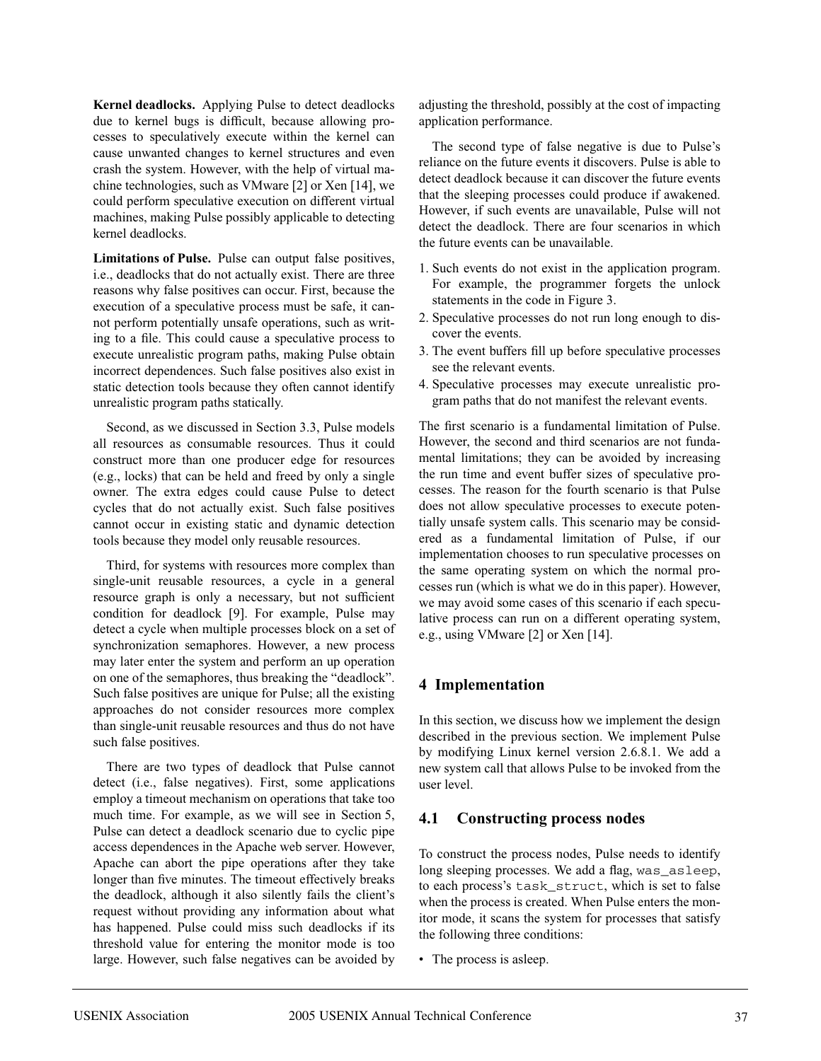**Kernel deadlocks.** Applying Pulse to detect deadlocks due to kernel bugs is difficult, because allowing processes to speculatively execute within the kernel can cause unwanted changes to kernel structures and even crash the system. However, with the help of virtual machine technologies, such as VMware [2] or Xen [14], we could perform speculative execution on different virtual machines, making Pulse possibly applicable to detecting kernel deadlocks.

**Limitations of Pulse.** Pulse can output false positives, i.e., deadlocks that do not actually exist. There are three reasons why false positives can occur. First, because the execution of a speculative process must be safe, it cannot perform potentially unsafe operations, such as writing to a file. This could cause a speculative process to execute unrealistic program paths, making Pulse obtain incorrect dependences. Such false positives also exist in static detection tools because they often cannot identify unrealistic program paths statically.

Second, as we discussed in Section 3.3, Pulse models all resources as consumable resources. Thus it could construct more than one producer edge for resources (e.g., locks) that can be held and freed by only a single owner. The extra edges could cause Pulse to detect cycles that do not actually exist. Such false positives cannot occur in existing static and dynamic detection tools because they model only reusable resources.

Third, for systems with resources more complex than single-unit reusable resources, a cycle in a general resource graph is only a necessary, but not sufficient condition for deadlock [9]. For example, Pulse may detect a cycle when multiple processes block on a set of synchronization semaphores. However, a new process may later enter the system and perform an up operation on one of the semaphores, thus breaking the "deadlock". Such false positives are unique for Pulse; all the existing approaches do not consider resources more complex than single-unit reusable resources and thus do not have such false positives.

There are two types of deadlock that Pulse cannot detect (i.e., false negatives). First, some applications employ a timeout mechanism on operations that take too much time. For example, as we will see in Section 5, Pulse can detect a deadlock scenario due to cyclic pipe access dependences in the Apache web server. However, Apache can abort the pipe operations after they take longer than five minutes. The timeout effectively breaks the deadlock, although it also silently fails the client's request without providing any information about what has happened. Pulse could miss such deadlocks if its threshold value for entering the monitor mode is too large. However, such false negatives can be avoided by adjusting the threshold, possibly at the cost of impacting application performance.

The second type of false negative is due to Pulse's reliance on the future events it discovers. Pulse is able to detect deadlock because it can discover the future events that the sleeping processes could produce if awakened. However, if such events are unavailable, Pulse will not detect the deadlock. There are four scenarios in which the future events can be unavailable.

1. Such events do not exist in the application program. For example, the programmer forgets the unlock statements in the code in Figure 3.
2. Speculative processes do not run long enough to discover the events.
3. The event buffers fill up before speculative processes see the relevant events.
4. Speculative processes may execute unrealistic program paths that do not manifest the relevant events.

The first scenario is a fundamental limitation of Pulse. However, the second and third scenarios are not fundamental limitations; they can be avoided by increasing the run time and event buffer sizes of speculative processes. The reason for the fourth scenario is that Pulse does not allow speculative processes to execute potentially unsafe system calls. This scenario may be considered as a fundamental limitation of Pulse, if our implementation chooses to run speculative processes on the same operating system on which the normal processes run (which is what we do in this paper). However, we may avoid some cases of this scenario if each speculative process can run on a different operating system, e.g., using VMware [2] or Xen [14].

## 4 Implementation

In this section, we discuss how we implement the design described in the previous section. We implement Pulse by modifying Linux kernel version 2.6.8.1. We add a new system call that allows Pulse to be invoked from the user level.

### 4.1 Constructing process nodes

To construct the process nodes, Pulse needs to identify long sleeping processes. We add a flag, `was_asleep`, to each process's `task_struct`, which is set to false when the process is created. When Pulse enters the monitor mode, it scans the system for processes that satisfy the following three conditions:

- The process is asleep.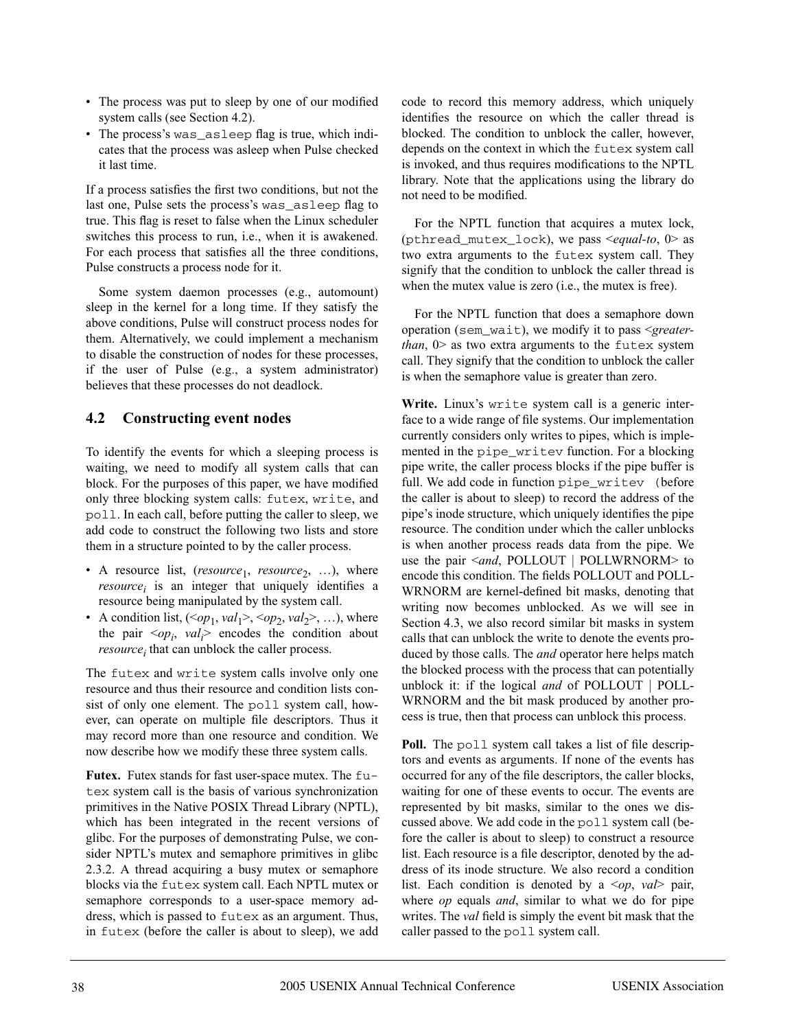- The process was put to sleep by one of our modified system calls (see Section 4.2).
- The process's `was_asleep` flag is true, which indicates that the process was asleep when Pulse checked it last time.

If a process satisfies the first two conditions, but not the last one, Pulse sets the process's `was_asleep` flag to true. This flag is reset to false when the Linux scheduler switches this process to run, i.e., when it is awakened. For each process that satisfies all the three conditions, Pulse constructs a process node for it.

Some system daemon processes (e.g., automount) sleep in the kernel for a long time. If they satisfy the above conditions, Pulse will construct process nodes for them. Alternatively, we could implement a mechanism to disable the construction of nodes for these processes, if the user of Pulse (e.g., a system administrator) believes that these processes do not deadlock.

## 4.2 Constructing event nodes

To identify the events for which a sleeping process is waiting, we need to modify all system calls that can block. For the purposes of this paper, we have modified only three blocking system calls: `futex`, `write`, and `poll`. In each call, before putting the caller to sleep, we add code to construct the following two lists and store them in a structure pointed to by the caller process.

- A resource list, ($resource_1$, $resource_2$, …), where $resource_i$ is an integer that uniquely identifies a resource being manipulated by the system call.
- A condition list, (<$op_1$, $val_1$>, <$op_2$, $val_2$>, …), where the pair <$op_i$, $val_i$> encodes the condition about $resource_i$ that can unblock the caller process.

The `futex` and `write` system calls involve only one resource and thus their resource and condition lists consist of only one element. The `poll` system call, however, can operate on multiple file descriptors. Thus it may record more than one resource and condition. We now describe how we modify these three system calls.

**Futex.** Futex stands for fast user-space mutex. The `futex` system call is the basis of various synchronization primitives in the Native POSIX Thread Library (NPTL), which has been integrated in the recent versions of glibc. For the purposes of demonstrating Pulse, we consider NPTL's mutex and semaphore primitives in glibc 2.3.2. A thread acquiring a busy mutex or semaphore blocks via the `futex` system call. Each NPTL mutex or semaphore corresponds to a user-space memory address, which is passed to `futex` as an argument. Thus, in `futex` (before the caller is about to sleep), we add code to record this memory address, which uniquely identifies the resource on which the caller thread is blocked. The condition to unblock the caller, however, depends on the context in which the `futex` system call is invoked, and thus requires modifications to the NPTL library. Note that the applications using the library do not need to be modified.

For the NPTL function that acquires a mutex lock, (`pthread_mutex_lock`), we pass <*equal-to*, 0> as two extra arguments to the `futex` system call. They signify that the condition to unblock the caller thread is when the mutex value is zero (i.e., the mutex is free).

For the NPTL function that does a semaphore down operation (`sem_wait`), we modify it to pass <*greater-than*, 0> as two extra arguments to the `futex` system call. They signify that the condition to unblock the caller is when the semaphore value is greater than zero.

**Write.** Linux's `write` system call is a generic interface to a wide range of file systems. Our implementation currently considers only writes to pipes, which is implemented in the `pipe_writev` function. For a blocking pipe write, the caller process blocks if the pipe buffer is full. We add code in function `pipe_writev` (before the caller is about to sleep) to record the address of the pipe's inode structure, which uniquely identifies the pipe resource. The condition under which the caller unblocks is when another process reads data from the pipe. We use the pair <*and*, POLLOUT | POLLWRNORM> to encode this condition. The fields POLLOUT and POLLWRNORM are kernel-defined bit masks, denoting that writing now becomes unblocked. As we will see in Section 4.3, we also record similar bit masks in system calls that can unblock the write to denote the events produced by those calls. The *and* operator here helps match the blocked process with the process that can potentially unblock it: if the logical *and* of POLLOUT | POLLWRNORM and the bit mask produced by another process is true, then that process can unblock this process.

**Poll.** The `poll` system call takes a list of file descriptors and events as arguments. If none of the events has occurred for any of the file descriptors, the caller blocks, waiting for one of these events to occur. The events are represented by bit masks, similar to the ones we discussed above. We add code in the `poll` system call (before the caller is about to sleep) to construct a resource list. Each resource is a file descriptor, denoted by the address of its inode structure. We also record a condition list. Each condition is denoted by a <*op*, *val*> pair, where *op* equals *and*, similar to what we do for pipe writes. The *val* field is simply the event bit mask that the caller passed to the `poll` system call.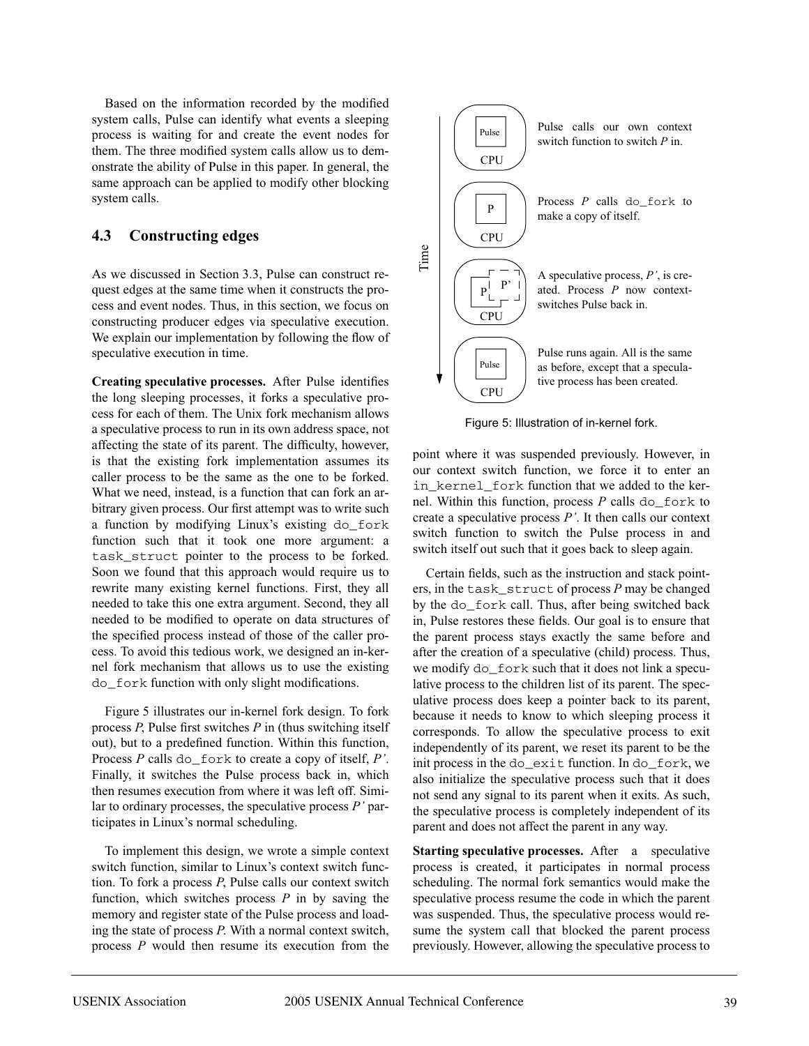Based on the information recorded by the modified system calls, Pulse can identify what events a sleeping process is waiting for and create the event nodes for them. The three modified system calls allow us to demonstrate the ability of Pulse in this paper. In general, the same approach can be applied to modify other blocking system calls.

### 4.3 Constructing edges

As we discussed in Section 3.3, Pulse can construct request edges at the same time when it constructs the process and event nodes. Thus, in this section, we focus on constructing producer edges via speculative execution. We explain our implementation by following the flow of speculative execution in time.

**Creating speculative processes.** After Pulse identifies the long sleeping processes, it forks a speculative process for each of them. The Unix fork mechanism allows a speculative process to run in its own address space, not affecting the state of its parent. The difficulty, however, is that the existing fork implementation assumes its caller process to be the same as the one to be forked. What we need, instead, is a function that can fork an arbitrary given process. Our first attempt was to write such a function by modifying Linux's existing `do_fork` function such that it took one more argument: a `task_struct` pointer to the process to be forked. Soon we found that this approach would require us to rewrite many existing kernel functions. First, they all needed to take this one extra argument. Second, they all needed to be modified to operate on data structures of the specified process instead of those of the caller process. To avoid this tedious work, we designed an in-kernel fork mechanism that allows us to use the existing `do_fork` function with only slight modifications.

Figure 5 illustrates our in-kernel fork design. To fork process *P*, Pulse first switches *P* in (thus switching itself out), but to a predefined function. Within this function, Process *P* calls `do_fork` to create a copy of itself, *P'*. Finally, it switches the Pulse process back in, which then resumes execution from where it was left off. Similar to ordinary processes, the speculative process *P'* participates in Linux's normal scheduling.

To implement this design, we wrote a simple context switch function, similar to Linux's context switch function. To fork a process *P*, Pulse calls our context switch function, which switches process *P* in by saving the memory and register state of the Pulse process and loading the state of process *P*. With a normal context switch, process *P* would then resume its execution from the point where it was suspended previously. However, in our context switch function, we force it to enter an `in_kernel_fork` function that we added to the kernel. Within this function, process *P* calls `do_fork` to create a speculative process *P'*. It then calls our context switch function to switch the Pulse process in and switch itself out such that it goes back to sleep again.

| Time | CPU state | Description |
|---|---|---|
| ↓ | Pulse | Pulse calls our own context switch function to switch *P* in. |
| | P | Process *P* calls `do_fork` to make a copy of itself. |
| | P, P' | A speculative process, *P'*, is created. Process *P* now context-switches Pulse back in. |
| | Pulse | Pulse runs again. All is the same as before, except that a speculative process has been created. |

Figure 5: Illustration of in-kernel fork.

Certain fields, such as the instruction and stack pointers, in the `task_struct` of process *P* may be changed by the `do_fork` call. Thus, after being switched back in, Pulse restores these fields. Our goal is to ensure that the parent process stays exactly the same before and after the creation of a speculative (child) process. Thus, we modify `do_fork` such that it does not link a speculative process to the children list of its parent. The speculative process does keep a pointer back to its parent, because it needs to know to which sleeping process it corresponds. To allow the speculative process to exit independently of its parent, we reset its parent to be the init process in the `do_exit` function. In `do_fork`, we also initialize the speculative process such that it does not send any signal to its parent when it exits. As such, the speculative process is completely independent of its parent and does not affect the parent in any way.

**Starting speculative processes.** After a speculative process is created, it participates in normal process scheduling. The normal fork semantics would make the speculative process resume the code in which the parent was suspended. Thus, the speculative process would resume the system call that blocked the parent process previously. However, allowing the speculative process to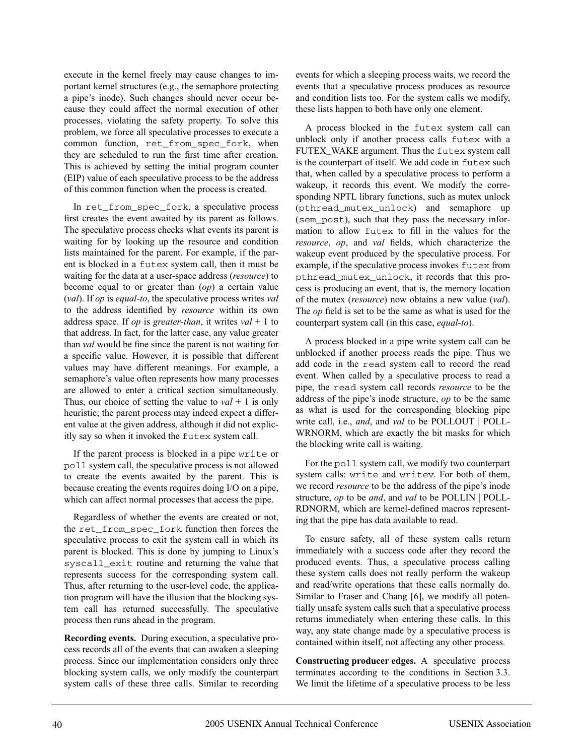execute in the kernel freely may cause changes to important kernel structures (e.g., the semaphore protecting a pipe's inode). Such changes should never occur because they could affect the normal execution of other processes, violating the safety property. To solve this problem, we force all speculative processes to execute a common function, `ret_from_spec_fork`, when they are scheduled to run the first time after creation. This is achieved by setting the initial program counter (EIP) value of each speculative process to be the address of this common function when the process is created.

In `ret_from_spec_fork`, a speculative process first creates the event awaited by its parent as follows. The speculative process checks what events its parent is waiting for by looking up the resource and condition lists maintained for the parent. For example, if the parent is blocked in a `futex` system call, then it must be waiting for the data at a user-space address (*resource*) to become equal to or greater than (*op*) a certain value (*val*). If *op* is *equal-to*, the speculative process writes *val* to the address identified by *resource* within its own address space. If *op* is *greater-than*, it writes *val* + 1 to that address. In fact, for the latter case, any value greater than *val* would be fine since the parent is not waiting for a specific value. However, it is possible that different values may have different meanings. For example, a semaphore's value often represents how many processes are allowed to enter a critical section simultaneously. Thus, our choice of setting the value to *val* + 1 is only heuristic; the parent process may indeed expect a different value at the given address, although it did not explicitly say so when it invoked the `futex` system call.

If the parent process is blocked in a pipe `write` or `poll` system call, the speculative process is not allowed to create the events awaited by the parent. This is because creating the events requires doing I/O on a pipe, which can affect normal processes that access the pipe.

Regardless of whether the events are created or not, the `ret_from_spec_fork` function then forces the speculative process to exit the system call in which its parent is blocked. This is done by jumping to Linux's `syscall_exit` routine and returning the value that represents success for the corresponding system call. Thus, after returning to the user-level code, the application program will have the illusion that the blocking system call has returned successfully. The speculative process then runs ahead in the program.

**Recording events.** During execution, a speculative process records all of the events that can awaken a sleeping process. Since our implementation considers only three blocking system calls, we only modify the counterpart system calls of these three calls. Similar to recording events for which a sleeping process waits, we record the events that a speculative process produces as resource and condition lists too. For the system calls we modify, these lists happen to both have only one element.

A process blocked in the `futex` system call can unblock only if another process calls `futex` with a FUTEX_WAKE argument. Thus the `futex` system call is the counterpart of itself. We add code in `futex` such that, when called by a speculative process to perform a wakeup, it records this event. We modify the corresponding NPTL library functions, such as mutex unlock (`pthread_mutex_unlock`) and semaphore up (`sem_post`), such that they pass the necessary information to allow `futex` to fill in the values for the *resource*, *op*, and *val* fields, which characterize the wakeup event produced by the speculative process. For example, if the speculative process invokes `futex` from `pthread_mutex_unlock`, it records that this process is producing an event, that is, the memory location of the mutex (*resource*) now obtains a new value (*val*). The *op* field is set to be the same as what is used for the counterpart system call (in this case, *equal-to*).

A process blocked in a pipe write system call can be unblocked if another process reads the pipe. Thus we add code in the `read` system call to record the read event. When called by a speculative process to read a pipe, the `read` system call records *resource* to be the address of the pipe's inode structure, *op* to be the same as what is used for the corresponding blocking pipe write call, i.e., *and*, and *val* to be POLLOUT | POLLWRNORM, which are exactly the bit masks for which the blocking write call is waiting.

For the `poll` system call, we modify two counterpart system calls: `write` and `writev`. For both of them, we record *resource* to be the address of the pipe's inode structure, *op* to be *and*, and *val* to be POLLIN | POLLRDNORM, which are kernel-defined macros representing that the pipe has data available to read.

To ensure safety, all of these system calls return immediately with a success code after they record the produced events. Thus, a speculative process calling these system calls does not really perform the wakeup and read/write operations that these calls normally do. Similar to Fraser and Chang [6], we modify all potentially unsafe system calls such that a speculative process returns immediately when entering these calls. In this way, any state change made by a speculative process is contained within itself, not affecting any other process.

**Constructing producer edges.** A speculative process terminates according to the conditions in Section 3.3. We limit the lifetime of a speculative process to be less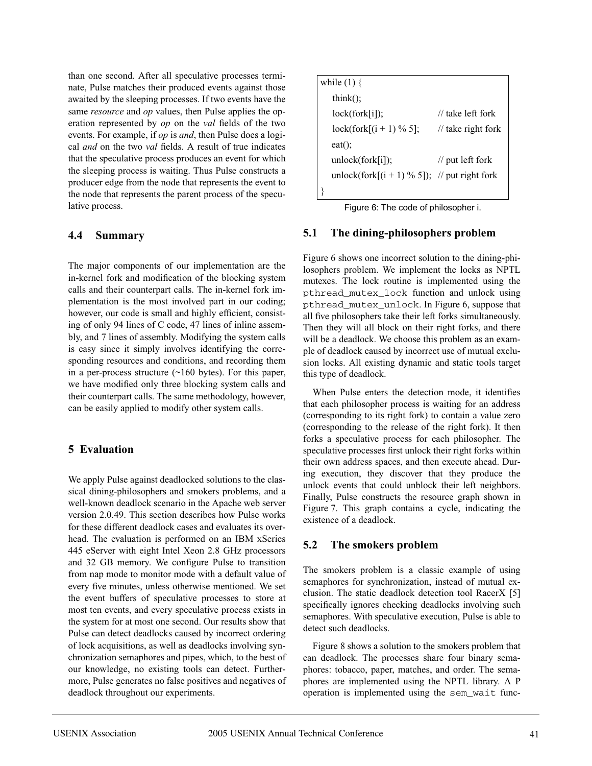than one second. After all speculative processes terminate, Pulse matches their produced events against those awaited by the sleeping processes. If two events have the same *resource* and *op* values, then Pulse applies the operation represented by *op* on the *val* fields of the two events. For example, if *op* is *and*, then Pulse does a logical *and* on the two *val* fields. A result of true indicates that the speculative process produces an event for which the sleeping process is waiting. Thus Pulse constructs a producer edge from the node that represents the event to the node that represents the parent process of the speculative process.

### 4.4 Summary

The major components of our implementation are the in-kernel fork and modification of the blocking system calls and their counterpart calls. The in-kernel fork implementation is the most involved part in our coding; however, our code is small and highly efficient, consisting of only 94 lines of C code, 47 lines of inline assembly, and 7 lines of assembly. Modifying the system calls is easy since it simply involves identifying the corresponding resources and conditions, and recording them in a per-process structure (~160 bytes). For this paper, we have modified only three blocking system calls and their counterpart calls. The same methodology, however, can be easily applied to modify other system calls.

## 5 Evaluation

We apply Pulse against deadlocked solutions to the classical dining-philosophers and smokers problems, and a well-known deadlock scenario in the Apache web server version 2.0.49. This section describes how Pulse works for these different deadlock cases and evaluates its overhead. The evaluation is performed on an IBM xSeries 445 eServer with eight Intel Xeon 2.8 GHz processors and 32 GB memory. We configure Pulse to transition from nap mode to monitor mode with a default value of every five minutes, unless otherwise mentioned. We set the event buffers of speculative processes to store at most ten events, and every speculative process exists in the system for at most one second. Our results show that Pulse can detect deadlocks caused by incorrect ordering of lock acquisitions, as well as deadlocks involving synchronization semaphores and pipes, which, to the best of our knowledge, no existing tools can detect. Furthermore, Pulse generates no false positives and negatives of deadlock throughout our experiments.

```
while (1) {
    think();
    lock(fork[i]);                  // take left fork
    lock(fork[(i + 1) % 5];         // take right fork
    eat();
    unlock(fork[i]);                // put left fork
    unlock(fork[(i + 1) % 5]);      // put right fork
}
```

Figure 6: The code of philosopher i.

### 5.1 The dining-philosophers problem

Figure 6 shows one incorrect solution to the dining-philosophers problem. We implement the locks as NPTL mutexes. The lock routine is implemented using the `pthread_mutex_lock` function and unlock using `pthread_mutex_unlock`. In Figure 6, suppose that all five philosophers take their left forks simultaneously. Then they will all block on their right forks, and there will be a deadlock. We choose this problem as an example of deadlock caused by incorrect use of mutual exclusion locks. All existing dynamic and static tools target this type of deadlock.

When Pulse enters the detection mode, it identifies that each philosopher process is waiting for an address (corresponding to its right fork) to contain a value zero (corresponding to the release of the right fork). It then forks a speculative process for each philosopher. The speculative processes first unlock their right forks within their own address spaces, and then execute ahead. During execution, they discover that they produce the unlock events that could unblock their left neighbors. Finally, Pulse constructs the resource graph shown in Figure 7. This graph contains a cycle, indicating the existence of a deadlock.

### 5.2 The smokers problem

The smokers problem is a classic example of using semaphores for synchronization, instead of mutual exclusion. The static deadlock detection tool RacerX [5] specifically ignores checking deadlocks involving such semaphores. With speculative execution, Pulse is able to detect such deadlocks.

Figure 8 shows a solution to the smokers problem that can deadlock. The processes share four binary semaphores: tobacco, paper, matches, and order. The semaphores are implemented using the NPTL library. A P operation is implemented using the `sem_wait` func-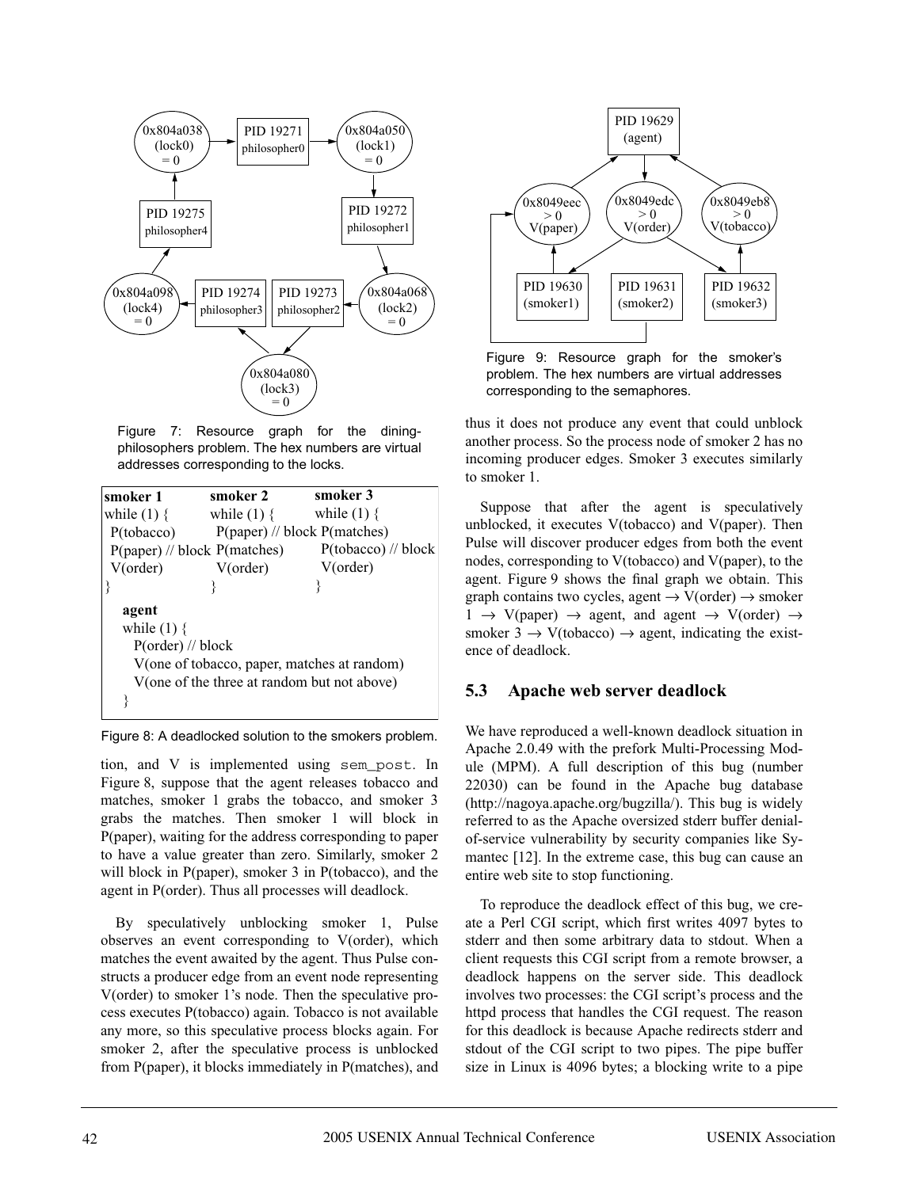Figure 7: Resource graph for the dining-philosophers problem. The hex numbers are virtual addresses corresponding to the locks.

```
smoker 1              smoker 2              smoker 3
while (1) {           while (1) {           while (1) {
  P(tobacco)            P(paper) // block     P(matches)
  P(paper) // block     P(matches)            P(tobacco) // block
  V(order)              V(order)              V(order)
}                     }                     }

  agent
  while (1) {
    P(order) // block
    V(one of tobacco, paper, matches at random)
    V(one of the three at random but not above)
  }
```

Figure 8: A deadlocked solution to the smokers problem.

tion, and V is implemented using `sem_post`. In Figure 8, suppose that the agent releases tobacco and matches, smoker 1 grabs the tobacco, and smoker 3 grabs the matches. Then smoker 1 will block in P(paper), waiting for the address corresponding to paper to have a value greater than zero. Similarly, smoker 2 will block in P(paper), smoker 3 in P(tobacco), and the agent in P(order). Thus all processes will deadlock.

By speculatively unblocking smoker 1, Pulse observes an event corresponding to V(order), which matches the event awaited by the agent. Thus Pulse constructs a producer edge from an event node representing V(order) to smoker 1's node. Then the speculative process executes P(tobacco) again. Tobacco is not available any more, so this speculative process blocks again. For smoker 2, after the speculative process is unblocked from P(paper), it blocks immediately in P(matches), and thus it does not produce any event that could unblock another process. So the process node of smoker 2 has no incoming producer edges. Smoker 3 executes similarly to smoker 1.

Figure 9: Resource graph for the smoker's problem. The hex numbers are virtual addresses corresponding to the semaphores.

Suppose that after the agent is speculatively unblocked, it executes V(tobacco) and V(paper). Then Pulse will discover producer edges from both the event nodes, corresponding to V(tobacco) and V(paper), to the agent. Figure 9 shows the final graph we obtain. This graph contains two cycles, agent → V(order) → smoker 1 → V(paper) → agent, and agent → V(order) → smoker 3 → V(tobacco) → agent, indicating the existence of deadlock.

## 5.3 Apache web server deadlock

We have reproduced a well-known deadlock situation in Apache 2.0.49 with the prefork Multi-Processing Module (MPM). A full description of this bug (number 22030) can be found in the Apache bug database (http://nagoya.apache.org/bugzilla/). This bug is widely referred to as the Apache oversized stderr buffer denial-of-service vulnerability by security companies like Symantec [12]. In the extreme case, this bug can cause an entire web site to stop functioning.

To reproduce the deadlock effect of this bug, we create a Perl CGI script, which first writes 4097 bytes to stderr and then some arbitrary data to stdout. When a client requests this CGI script from a remote browser, a deadlock happens on the server side. This deadlock involves two processes: the CGI script's process and the httpd process that handles the CGI request. The reason for this deadlock is because Apache redirects stderr and stdout of the CGI script to two pipes. The pipe buffer size in Linux is 4096 bytes; a blocking write to a pipe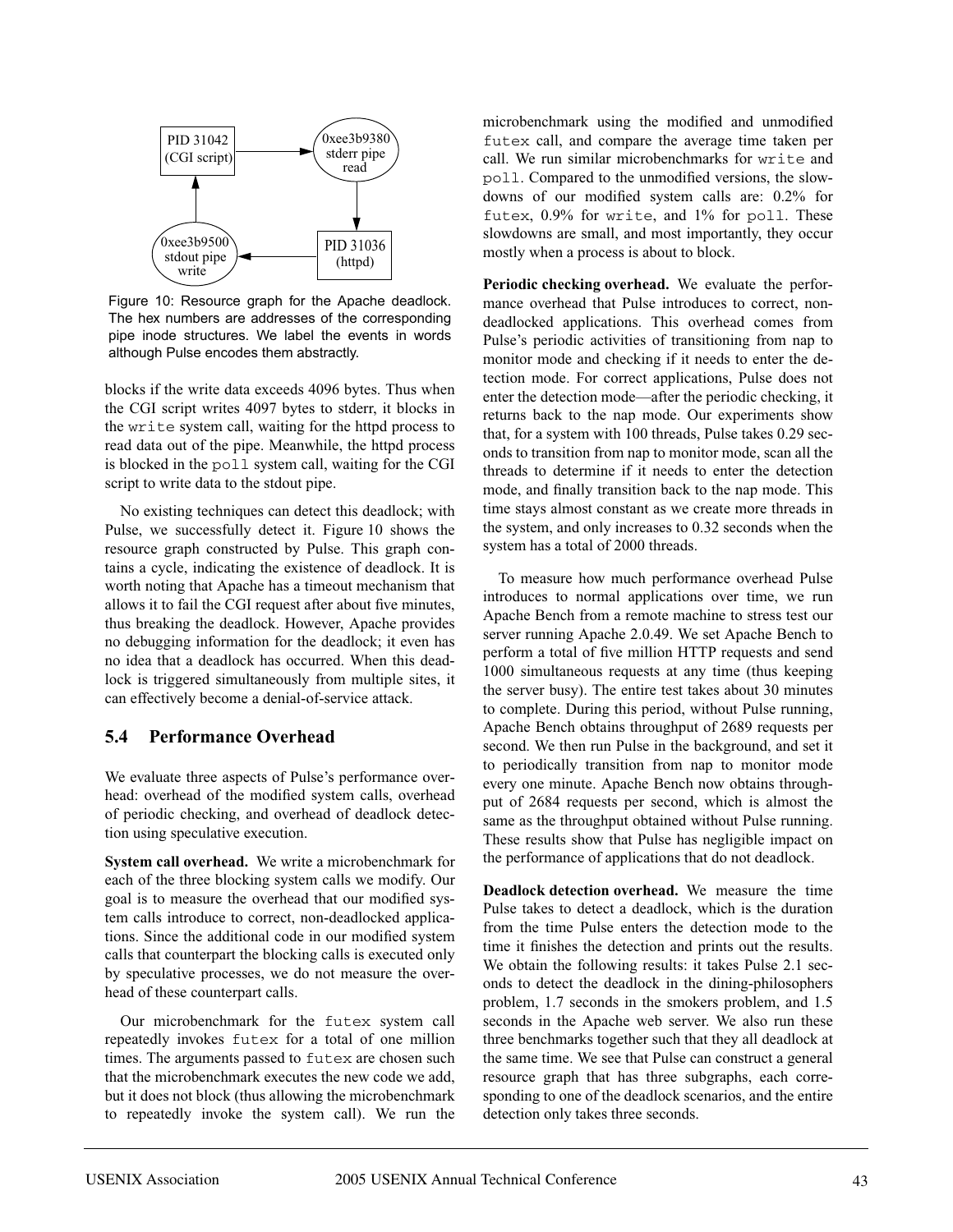Figure 10: Resource graph for the Apache deadlock. The hex numbers are addresses of the corresponding pipe inode structures. We label the events in words although Pulse encodes them abstractly.

blocks if the write data exceeds 4096 bytes. Thus when the CGI script writes 4097 bytes to stderr, it blocks in the `write` system call, waiting for the httpd process to read data out of the pipe. Meanwhile, the httpd process is blocked in the `poll` system call, waiting for the CGI script to write data to the stdout pipe.

No existing techniques can detect this deadlock; with Pulse, we successfully detect it. Figure 10 shows the resource graph constructed by Pulse. This graph contains a cycle, indicating the existence of deadlock. It is worth noting that Apache has a timeout mechanism that allows it to fail the CGI request after about five minutes, thus breaking the deadlock. However, Apache provides no debugging information for the deadlock; it even has no idea that a deadlock has occurred. When this deadlock is triggered simultaneously from multiple sites, it can effectively become a denial-of-service attack.

## 5.4 Performance Overhead

We evaluate three aspects of Pulse's performance overhead: overhead of the modified system calls, overhead of periodic checking, and overhead of deadlock detection using speculative execution.

**System call overhead.** We write a microbenchmark for each of the three blocking system calls we modify. Our goal is to measure the overhead that our modified system calls introduce to correct, non-deadlocked applications. Since the additional code in our modified system calls that counterpart the blocking calls is executed only by speculative processes, we do not measure the overhead of these counterpart calls.

Our microbenchmark for the `futex` system call repeatedly invokes `futex` for a total of one million times. The arguments passed to `futex` are chosen such that the microbenchmark executes the new code we add, but it does not block (thus allowing the microbenchmark to repeatedly invoke the system call). We run the microbenchmark using the modified and unmodified `futex` call, and compare the average time taken per call. We run similar microbenchmarks for `write` and `poll`. Compared to the unmodified versions, the slowdowns of our modified system calls are: 0.2% for `futex`, 0.9% for `write`, and 1% for `poll`. These slowdowns are small, and most importantly, they occur mostly when a process is about to block.

**Periodic checking overhead.** We evaluate the performance overhead that Pulse introduces to correct, non-deadlocked applications. This overhead comes from Pulse's periodic activities of transitioning from nap to monitor mode and checking if it needs to enter the detection mode. For correct applications, Pulse does not enter the detection mode—after the periodic checking, it returns back to the nap mode. Our experiments show that, for a system with 100 threads, Pulse takes 0.29 seconds to transition from nap to monitor mode, scan all the threads to determine if it needs to enter the detection mode, and finally transition back to the nap mode. This time stays almost constant as we create more threads in the system, and only increases to 0.32 seconds when the system has a total of 2000 threads.

To measure how much performance overhead Pulse introduces to normal applications over time, we run Apache Bench from a remote machine to stress test our server running Apache 2.0.49. We set Apache Bench to perform a total of five million HTTP requests and send 1000 simultaneous requests at any time (thus keeping the server busy). The entire test takes about 30 minutes to complete. During this period, without Pulse running, Apache Bench obtains throughput of 2689 requests per second. We then run Pulse in the background, and set it to periodically transition from nap to monitor mode every one minute. Apache Bench now obtains throughput of 2684 requests per second, which is almost the same as the throughput obtained without Pulse running. These results show that Pulse has negligible impact on the performance of applications that do not deadlock.

**Deadlock detection overhead.** We measure the time Pulse takes to detect a deadlock, which is the duration from the time Pulse enters the detection mode to the time it finishes the detection and prints out the results. We obtain the following results: it takes Pulse 2.1 seconds to detect the deadlock in the dining-philosophers problem, 1.7 seconds in the smokers problem, and 1.5 seconds in the Apache web server. We also run these three benchmarks together such that they all deadlock at the same time. We see that Pulse can construct a general resource graph that has three subgraphs, each corresponding to one of the deadlock scenarios, and the entire detection only takes three seconds.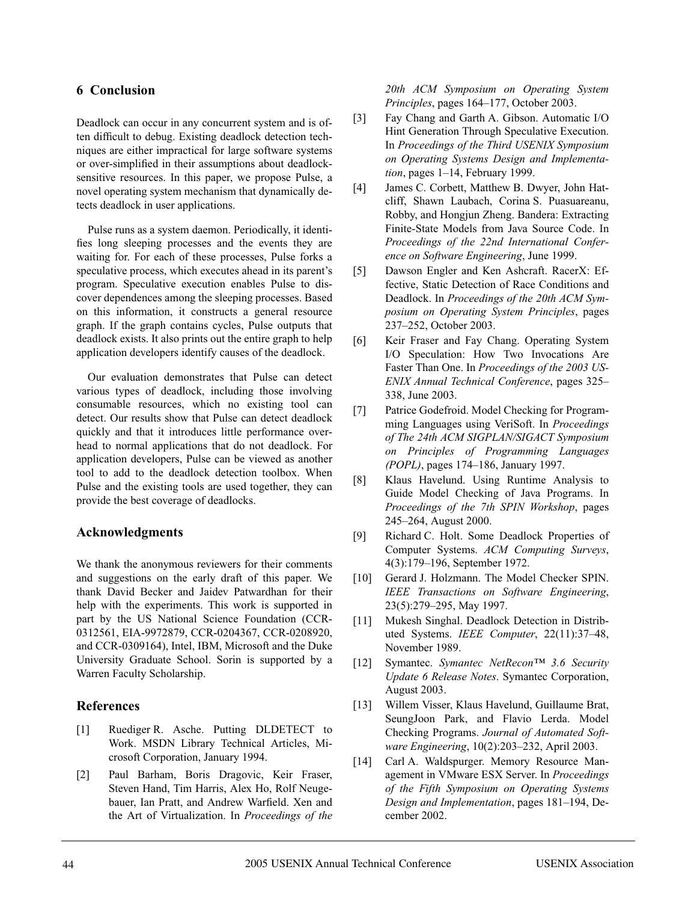## 6 Conclusion

Deadlock can occur in any concurrent system and is often difficult to debug. Existing deadlock detection techniques are either impractical for large software systems or over-simplified in their assumptions about deadlock-sensitive resources. In this paper, we propose Pulse, a novel operating system mechanism that dynamically detects deadlock in user applications.

Pulse runs as a system daemon. Periodically, it identifies long sleeping processes and the events they are waiting for. For each of these processes, Pulse forks a speculative process, which executes ahead in its parent's program. Speculative execution enables Pulse to discover dependences among the sleeping processes. Based on this information, it constructs a general resource graph. If the graph contains cycles, Pulse outputs that deadlock exists. It also prints out the entire graph to help application developers identify causes of the deadlock.

Our evaluation demonstrates that Pulse can detect various types of deadlock, including those involving consumable resources, which no existing tool can detect. Our results show that Pulse can detect deadlock quickly and that it introduces little performance overhead to normal applications that do not deadlock. For application developers, Pulse can be viewed as another tool to add to the deadlock detection toolbox. When Pulse and the existing tools are used together, they can provide the best coverage of deadlocks.

## Acknowledgments

We thank the anonymous reviewers for their comments and suggestions on the early draft of this paper. We thank David Becker and Jaidev Patwardhan for their help with the experiments. This work is supported in part by the US National Science Foundation (CCR-0312561, EIA-9972879, CCR-0204367, CCR-0208920, and CCR-0309164), Intel, IBM, Microsoft and the Duke University Graduate School. Sorin is supported by a Warren Faculty Scholarship.

## References

[1] Ruediger R. Asche. Putting DLDETECT to Work. MSDN Library Technical Articles, Microsoft Corporation, January 1994.

[2] Paul Barham, Boris Dragovic, Keir Fraser, Steven Hand, Tim Harris, Alex Ho, Rolf Neugebauer, Ian Pratt, and Andrew Warfield. Xen and the Art of Virtualization. In *Proceedings of the 20th ACM Symposium on Operating System Principles*, pages 164–177, October 2003.

[3] Fay Chang and Garth A. Gibson. Automatic I/O Hint Generation Through Speculative Execution. In *Proceedings of the Third USENIX Symposium on Operating Systems Design and Implementation*, pages 1–14, February 1999.

[4] James C. Corbett, Matthew B. Dwyer, John Hatcliff, Shawn Laubach, Corina S. Puasuareanu, Robby, and Hongjun Zheng. Bandera: Extracting Finite-State Models from Java Source Code. In *Proceedings of the 22nd International Conference on Software Engineering*, June 1999.

[5] Dawson Engler and Ken Ashcraft. RacerX: Effective, Static Detection of Race Conditions and Deadlock. In *Proceedings of the 20th ACM Symposium on Operating System Principles*, pages 237–252, October 2003.

[6] Keir Fraser and Fay Chang. Operating System I/O Speculation: How Two Invocations Are Faster Than One. In *Proceedings of the 2003 USENIX Annual Technical Conference*, pages 325–338, June 2003.

[7] Patrice Godefroid. Model Checking for Programming Languages using VeriSoft. In *Proceedings of The 24th ACM SIGPLAN/SIGACT Symposium on Principles of Programming Languages (POPL)*, pages 174–186, January 1997.

[8] Klaus Havelund. Using Runtime Analysis to Guide Model Checking of Java Programs. In *Proceedings of the 7th SPIN Workshop*, pages 245–264, August 2000.

[9] Richard C. Holt. Some Deadlock Properties of Computer Systems. *ACM Computing Surveys*, 4(3):179–196, September 1972.

[10] Gerard J. Holzmann. The Model Checker SPIN. *IEEE Transactions on Software Engineering*, 23(5):279–295, May 1997.

[11] Mukesh Singhal. Deadlock Detection in Distributed Systems. *IEEE Computer*, 22(11):37–48, November 1989.

[12] Symantec. *Symantec NetRecon™ 3.6 Security Update 6 Release Notes*. Symantec Corporation, August 2003.

[13] Willem Visser, Klaus Havelund, Guillaume Brat, SeungJoon Park, and Flavio Lerda. Model Checking Programs. *Journal of Automated Software Engineering*, 10(2):203–232, April 2003.

[14] Carl A. Waldspurger. Memory Resource Management in VMware ESX Server. In *Proceedings of the Fifth Symposium on Operating Systems Design and Implementation*, pages 181–194, December 2002.